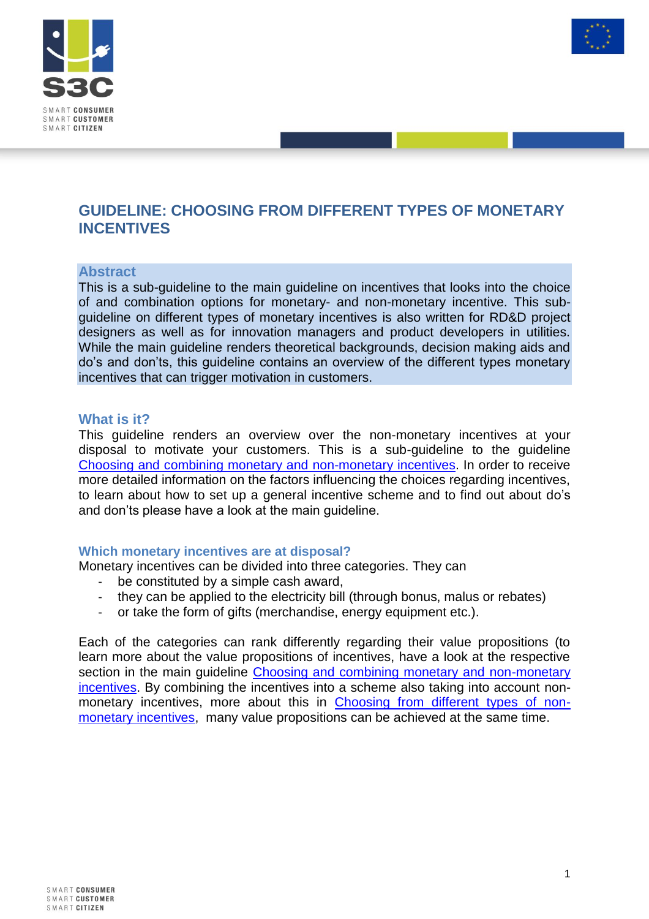# GUIDELINE: CHOOSING FROM DIFFERENT TYPES OF MONETARY INCENTIVES

## Abstract

This is a sub-guideline to the main guideline on incentives that looks into the choice of and combination options for monetary- and non-monetary incentive. This sub-guideline on different types of monetary incentives is also written for RD&D project designers as well as for innovation managers and product developers in utilities. While the main guideline renders theoretical backgrounds, decision making aids and do's and don'ts, this guideline contains an overview of the different types monetary incentives that can trigger motivation in customers.

## What is it?

This guideline renders an overview over the non-monetary incentives at your disposal to motivate your customers. This is a sub-guideline to the guideline Choosing and combining monetary and non-monetary incentives. In order to receive more detailed information on the factors influencing the choices regarding incentives, to learn about how to set up a general incentive scheme and to find out about do's and don'ts please have a look at the main guideline.

### Which monetary incentives are at disposal?

Monetary incentives can be divided into three categories. They can

- be constituted by a simple cash award,
- they can be applied to the electricity bill (through bonus, malus or rebates)
- or take the form of gifts (merchandise, energy equipment etc.).

Each of the categories can rank differently regarding their value propositions (to learn more about the value propositions of incentives, have a look at the respective section in the main guideline Choosing and combining monetary and non-monetary incentives. By combining the incentives into a scheme also taking into account non-monetary incentives, more about this in Choosing from different types of non-monetary incentives, many value propositions can be achieved at the same time.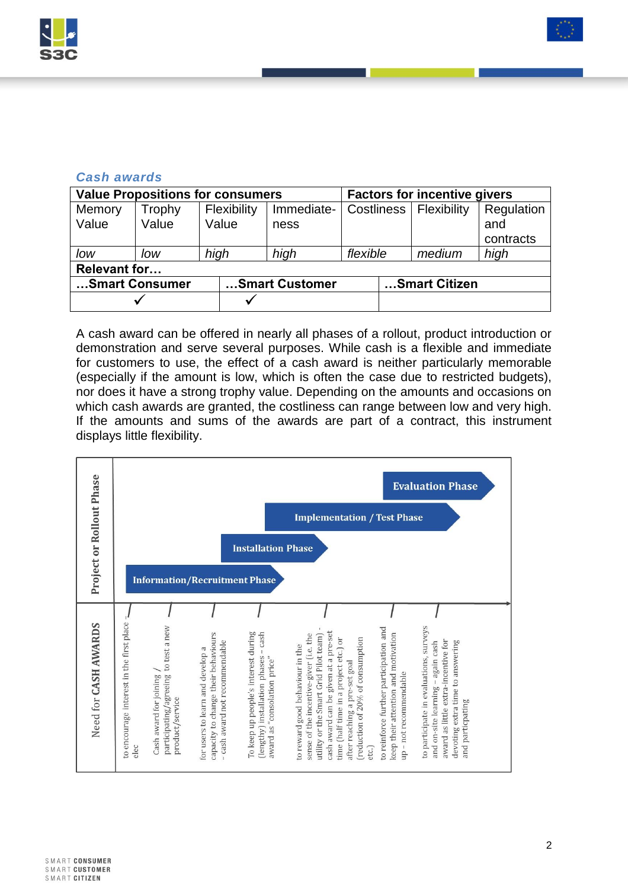### *Cash awards*

| Value Propositions for consumers | | | | Factors for incentive givers | | |
|---|---|---|---|---|---|---|
| Memory Value | Trophy Value | Flexibility Value | Immediate-ness | Costliness | Flexibility | Regulation and contracts |
| *low* | *low* | *high* | *high* | *flexible* | *medium* | *high* |
| **Relevant for…** | | | | | | |
| **…Smart Consumer** | | **…Smart Customer** | | **…Smart Citizen** | | |
| ✓ | | ✓ | | | | |

A cash award can be offered in nearly all phases of a rollout, product introduction or demonstration and serve several purposes. While cash is a flexible and immediate for customers to use, the effect of a cash award is neither particularly memorable (especially if the amount is low, which is often the case due to restricted budgets), nor does it have a strong trophy value. Depending on the amounts and occasions on which cash awards are granted, the costliness can range between low and very high. If the amounts and sums of the awards are part of a contract, this instrument displays little flexibility.

**Project or Rollout Phase**

- Information/Recruitment Phase
- Installation Phase
- Implementation / Test Phase
- Evaluation Phase

**Need for CASH AWARDS**

- to encourage interest in the first place - elec
- Cash award for joining / participating/agreeing to test a new product/service
- for users to learn and develop a capacity to change their behaviours - cash award not recommendable
- To keep up people's interest during (lengthy) installation phases - cash award as "consolation price"
- to reward good behaviour in the sense of the incentive-giver (i.e. the utility or the Smart Grid Pilot team) - cash award can be given at a pre-set time (half time in a project etc.) or after reaching a pre-set goal (reduction of 20% of consumption etc.)
- to reinforce further participation and keep their attention and motivation up - not recommendable
- to participate in evaluations, surveys and on-site learning - again cash award as little extra-incentive for devoting extra time to answering and particpating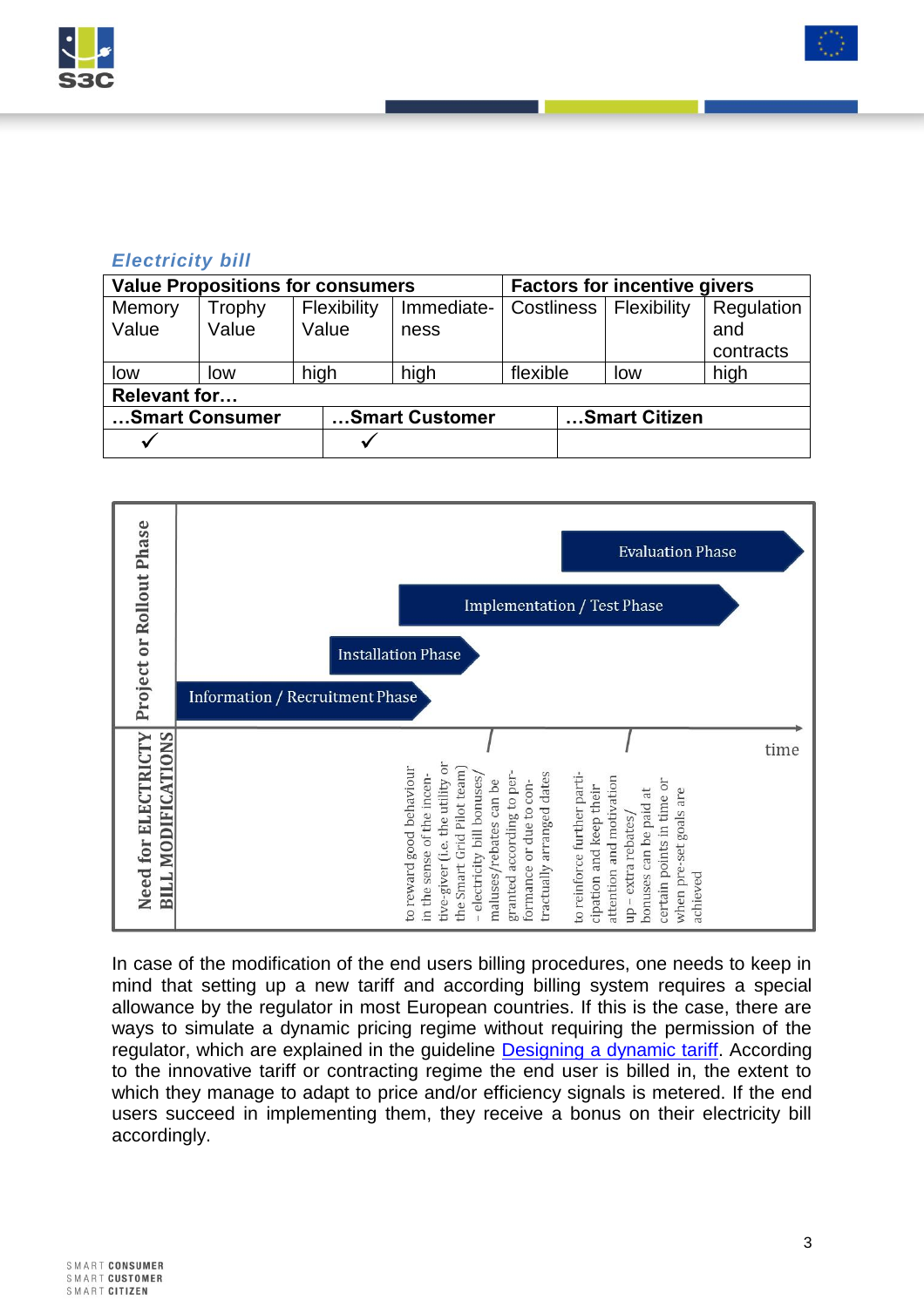### *Electricity bill*

| Value Propositions for consumers | | | | Factors for incentive givers | | |
|---|---|---|---|---|---|---|
| Memory Value | Trophy Value | Flexibility Value | Immediate-ness | Costliness | Flexibility | Regulation and contracts |
| low | low | high | high | flexible | low | high |

| Relevant for… | | |
|---|---|---|
| …Smart Consumer | …Smart Customer | …Smart Citizen |
| ✓ | ✓ | |

| Project or Rollout Phase | |
|---|---|
| Information / Recruitment Phase | |
| Installation Phase | |
| Implementation / Test Phase | |
| Evaluation Phase | |
| **Need for ELECTRICTY BILL MODIFICATIONS** | time |
| | to reward good behaviour in the sense of the incentive-giver (i.e. the utility or the Smart Grid Pilot team) – electricity bill bonuses/maluses/rebates can be granted according to performance or due to contractually arranged dates |
| | to reinforce further participation and keep their attention and motivation up – extra rebates/bonuses can be paid at certain points in time or when pre-set goals are achieved |

In case of the modification of the end users billing procedures, one needs to keep in mind that setting up a new tariff and according billing system requires a special allowance by the regulator in most European countries. If this is the case, there are ways to simulate a dynamic pricing regime without requiring the permission of the regulator, which are explained in the guideline Designing a dynamic tariff. According to the innovative tariff or contracting regime the end user is billed in, the extent to which they manage to adapt to price and/or efficiency signals is metered. If the end users succeed in implementing them, they receive a bonus on their electricity bill accordingly.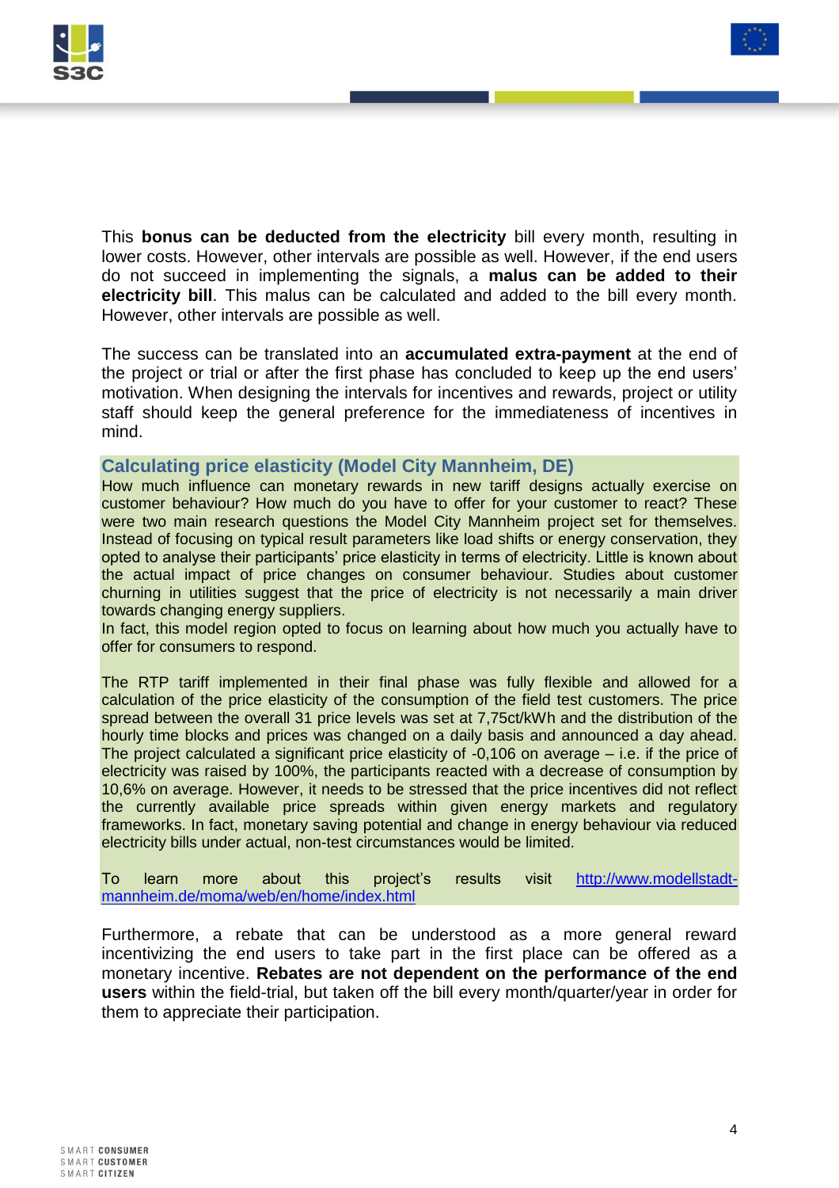This **bonus can be deducted from the electricity** bill every month, resulting in lower costs. However, other intervals are possible as well. However, if the end users do not succeed in implementing the signals, a **malus can be added to their electricity bill**. This malus can be calculated and added to the bill every month. However, other intervals are possible as well.

The success can be translated into an **accumulated extra-payment** at the end of the project or trial or after the first phase has concluded to keep up the end users' motivation. When designing the intervals for incentives and rewards, project or utility staff should keep the general preference for the immediateness of incentives in mind.

### Calculating price elasticity (Model City Mannheim, DE)

How much influence can monetary rewards in new tariff designs actually exercise on customer behaviour? How much do you have to offer for your customer to react? These were two main research questions the Model City Mannheim project set for themselves. Instead of focusing on typical result parameters like load shifts or energy conservation, they opted to analyse their participants' price elasticity in terms of electricity. Little is known about the actual impact of price changes on consumer behaviour. Studies about customer churning in utilities suggest that the price of electricity is not necessarily a main driver towards changing energy suppliers.
In fact, this model region opted to focus on learning about how much you actually have to offer for consumers to respond.

The RTP tariff implemented in their final phase was fully flexible and allowed for a calculation of the price elasticity of the consumption of the field test customers. The price spread between the overall 31 price levels was set at 7,75ct/kWh and the distribution of the hourly time blocks and prices was changed on a daily basis and announced a day ahead. The project calculated a significant price elasticity of -0,106 on average – i.e. if the price of electricity was raised by 100%, the participants reacted with a decrease of consumption by 10,6% on average. However, it needs to be stressed that the price incentives did not reflect the currently available price spreads within given energy markets and regulatory frameworks. In fact, monetary saving potential and change in energy behaviour via reduced electricity bills under actual, non-test circumstances would be limited.

To learn more about this project's results visit [http://www.modellstadt-mannheim.de/moma/web/en/home/index.html](http://www.modellstadt-mannheim.de/moma/web/en/home/index.html)

Furthermore, a rebate that can be understood as a more general reward incentivizing the end users to take part in the first place can be offered as a monetary incentive. **Rebates are not dependent on the performance of the end users** within the field-trial, but taken off the bill every month/quarter/year in order for them to appreciate their participation.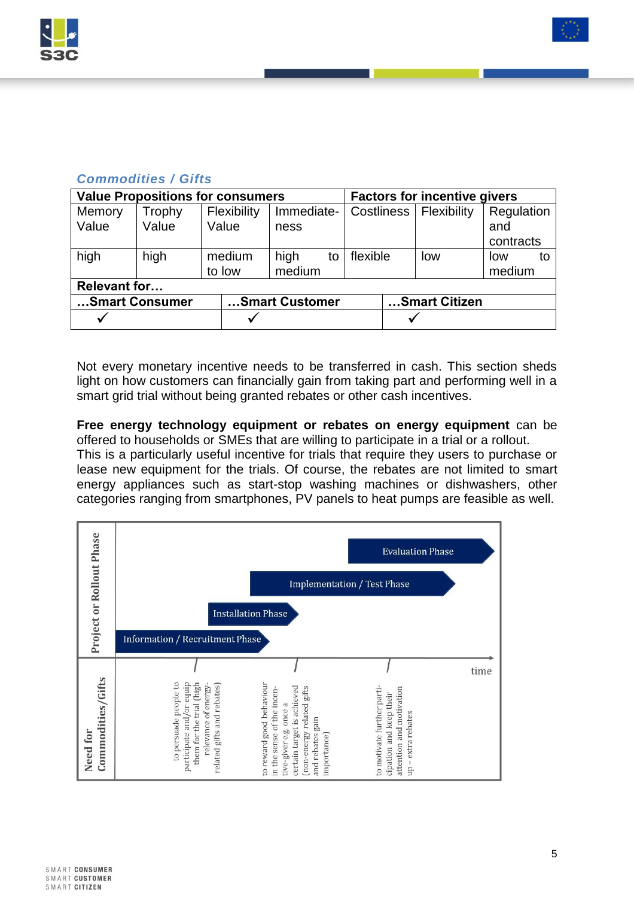### *Commodities / Gifts*

| Value Propositions for consumers | | | | Factors for incentive givers | | |
|---|---|---|---|---|---|---|
| Memory Value | Trophy Value | Flexibility Value | Immediate-ness | Costliness | Flexibility | Regulation and contracts |
| high | high | medium to low | high to medium | flexible | low | low to medium |
| **Relevant for…** | | | | | | |
| **…Smart Consumer** | | **…Smart Customer** | | | **…Smart Citizen** | |
| ✓ | | ✓ | | | ✓ | |

Not every monetary incentive needs to be transferred in cash. This section sheds light on how customers can financially gain from taking part and performing well in a smart grid trial without being granted rebates or other cash incentives.

**Free energy technology equipment or rebates on energy equipment** can be offered to households or SMEs that are willing to participate in a trial or a rollout. This is a particularly useful incentive for trials that require they users to purchase or lease new equipment for the trials. Of course, the rebates are not limited to smart energy appliances such as start-stop washing machines or dishwashers, other categories ranging from smartphones, PV panels to heat pumps are feasible as well.

**Project or Rollout Phase**

- Information / Recruitment Phase
- Installation Phase
- Implementation / Test Phase
- Evaluation Phase

time

**Need for Commodities/Gifts**

- to persuade people to participate and/or equip them for the trial (high relevance of energy-related gifts and rebates)
- to reward good behaviour in the sense of the incentive-giver e.g. once a certain target is achieved (non-energy related gifts and rebates gain importance)
- to motivate further participation and keep their attention and motivation up – extra rebates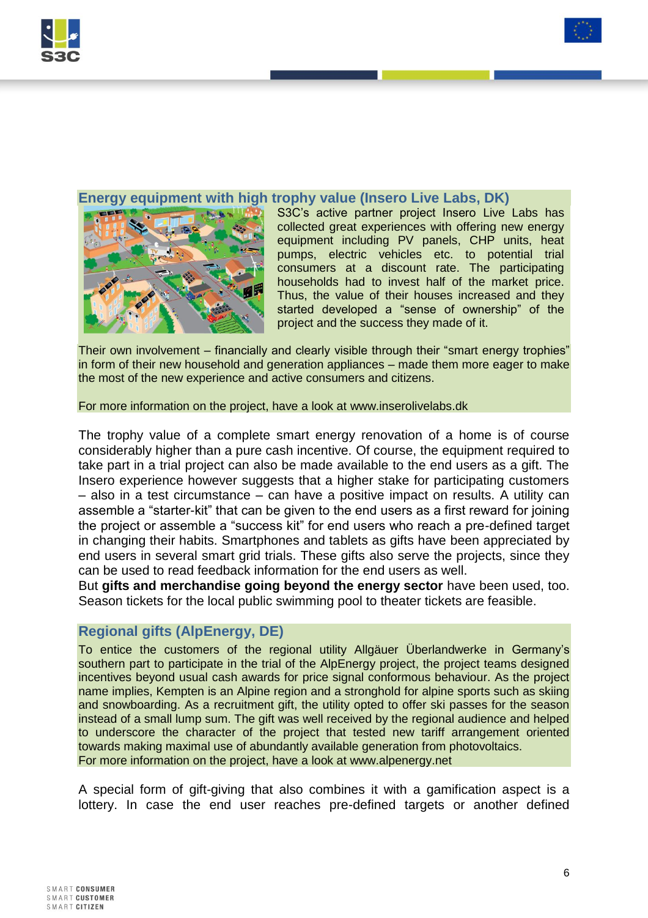### Energy equipment with high trophy value (Insero Live Labs, DK)

S3C's active partner project Insero Live Labs has collected great experiences with offering new energy equipment including PV panels, CHP units, heat pumps, electric vehicles etc. to potential trial consumers at a discount rate. The participating households had to invest half of the market price. Thus, the value of their houses increased and they started developed a "sense of ownership" of the project and the success they made of it.

Their own involvement – financially and clearly visible through their "smart energy trophies" in form of their new household and generation appliances – made them more eager to make the most of the new experience and active consumers and citizens.

For more information on the project, have a look at www.inserolivelabs.dk

The trophy value of a complete smart energy renovation of a home is of course considerably higher than a pure cash incentive. Of course, the equipment required to take part in a trial project can also be made available to the end users as a gift. The Insero experience however suggests that a higher stake for participating customers – also in a test circumstance – can have a positive impact on results. A utility can assemble a "starter-kit" that can be given to the end users as a first reward for joining the project or assemble a "success kit" for end users who reach a pre-defined target in changing their habits. Smartphones and tablets as gifts have been appreciated by end users in several smart grid trials. These gifts also serve the projects, since they can be used to read feedback information for the end users as well.

But **gifts and merchandise going beyond the energy sector** have been used, too. Season tickets for the local public swimming pool to theater tickets are feasible.

### Regional gifts (AlpEnergy, DE)

To entice the customers of the regional utility Allgäuer Überlandwerke in Germany's southern part to participate in the trial of the AlpEnergy project, the project teams designed incentives beyond usual cash awards for price signal conformous behaviour. As the project name implies, Kempten is an Alpine region and a stronghold for alpine sports such as skiing and snowboarding. As a recruitment gift, the utility opted to offer ski passes for the season instead of a small lump sum. The gift was well received by the regional audience and helped to underscore the character of the project that tested new tariff arrangement oriented towards making maximal use of abundantly available generation from photovoltaics.

For more information on the project, have a look at www.alpenergy.net

A special form of gift-giving that also combines it with a gamification aspect is a lottery. In case the end user reaches pre-defined targets or another defined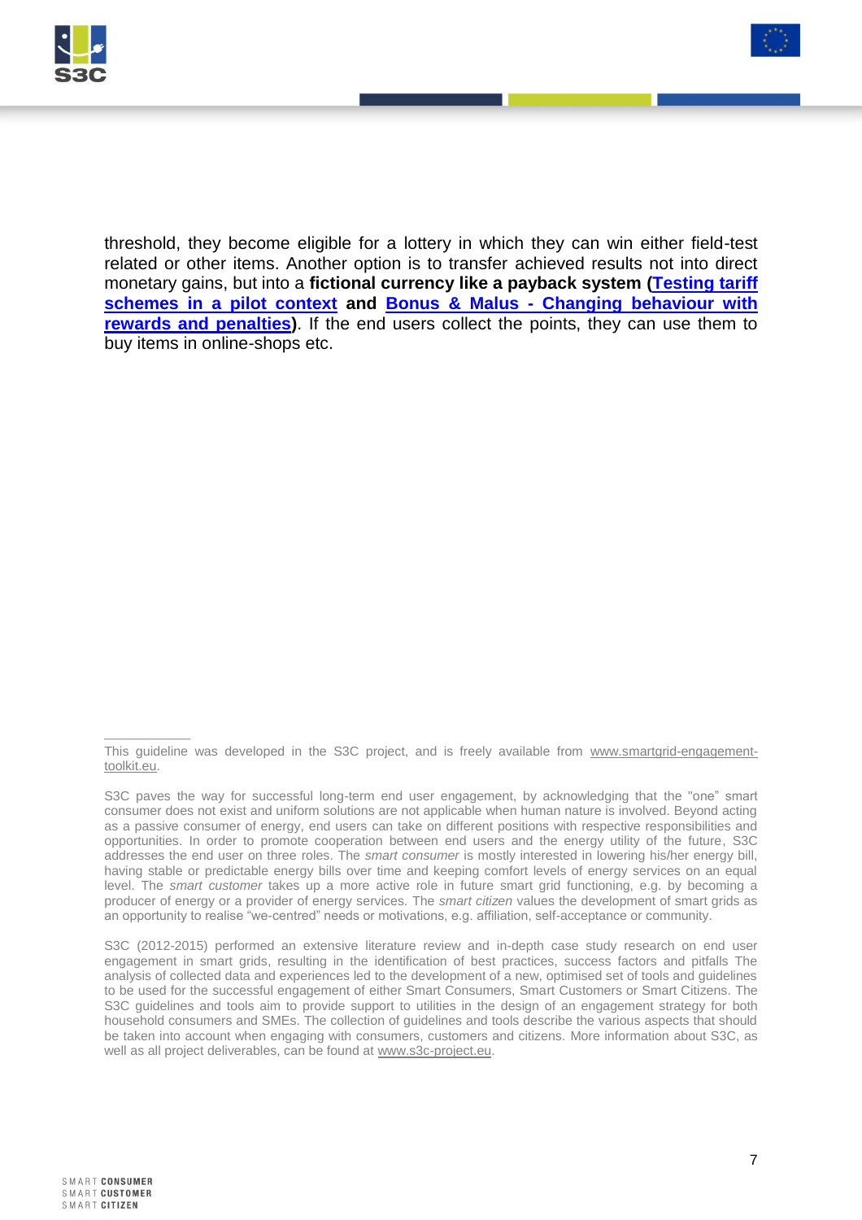threshold, they become eligible for a lottery in which they can win either field-test related or other items. Another option is to transfer achieved results not into direct monetary gains, but into a **fictional currency like a payback system (Testing tariff schemes in a pilot context and Bonus & Malus - Changing behaviour with rewards and penalties)**. If the end users collect the points, they can use them to buy items in online-shops etc.

---

This guideline was developed in the S3C project, and is freely available from www.smartgrid-engagement-toolkit.eu.

S3C paves the way for successful long-term end user engagement, by acknowledging that the "one" smart consumer does not exist and uniform solutions are not applicable when human nature is involved. Beyond acting as a passive consumer of energy, end users can take on different positions with respective responsibilities and opportunities. In order to promote cooperation between end users and the energy utility of the future, S3C addresses the end user on three roles. The *smart consumer* is mostly interested in lowering his/her energy bill, having stable or predictable energy bills over time and keeping comfort levels of energy services on an equal level. The *smart customer* takes up a more active role in future smart grid functioning, e.g. by becoming a producer of energy or a provider of energy services. The *smart citizen* values the development of smart grids as an opportunity to realise "we-centred" needs or motivations, e.g. affiliation, self-acceptance or community.

S3C (2012-2015) performed an extensive literature review and in-depth case study research on end user engagement in smart grids, resulting in the identification of best practices, success factors and pitfalls The analysis of collected data and experiences led to the development of a new, optimised set of tools and guidelines to be used for the successful engagement of either Smart Consumers, Smart Customers or Smart Citizens. The S3C guidelines and tools aim to provide support to utilities in the design of an engagement strategy for both household consumers and SMEs. The collection of guidelines and tools describe the various aspects that should be taken into account when engaging with consumers, customers and citizens. More information about S3C, as well as all project deliverables, can be found at www.s3c-project.eu.